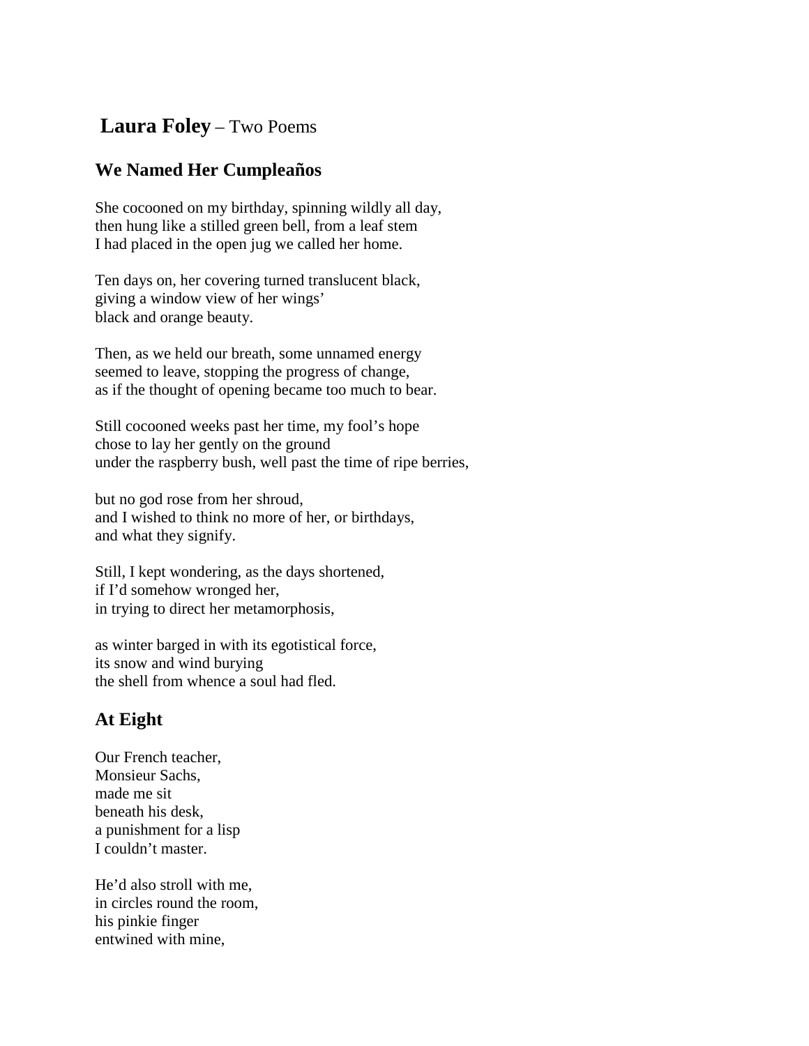# **Laura Foley** – Two Poems

## We Named Her Cumpleaños

She cocooned on my birthday, spinning wildly all day,  
then hung like a stilled green bell, from a leaf stem  
I had placed in the open jug we called her home.

Ten days on, her covering turned translucent black,  
giving a window view of her wings'  
black and orange beauty.

Then, as we held our breath, some unnamed energy  
seemed to leave, stopping the progress of change,  
as if the thought of opening became too much to bear.

Still cocooned weeks past her time, my fool's hope  
chose to lay her gently on the ground  
under the raspberry bush, well past the time of ripe berries,

but no god rose from her shroud,  
and I wished to think no more of her, or birthdays,  
and what they signify.

Still, I kept wondering, as the days shortened,  
if I'd somehow wronged her,  
in trying to direct her metamorphosis,

as winter barged in with its egotistical force,  
its snow and wind burying  
the shell from whence a soul had fled.

## At Eight

Our French teacher,  
Monsieur Sachs,  
made me sit  
beneath his desk,  
a punishment for a lisp  
I couldn't master.

He'd also stroll with me,  
in circles round the room,  
his pinkie finger  
entwined with mine,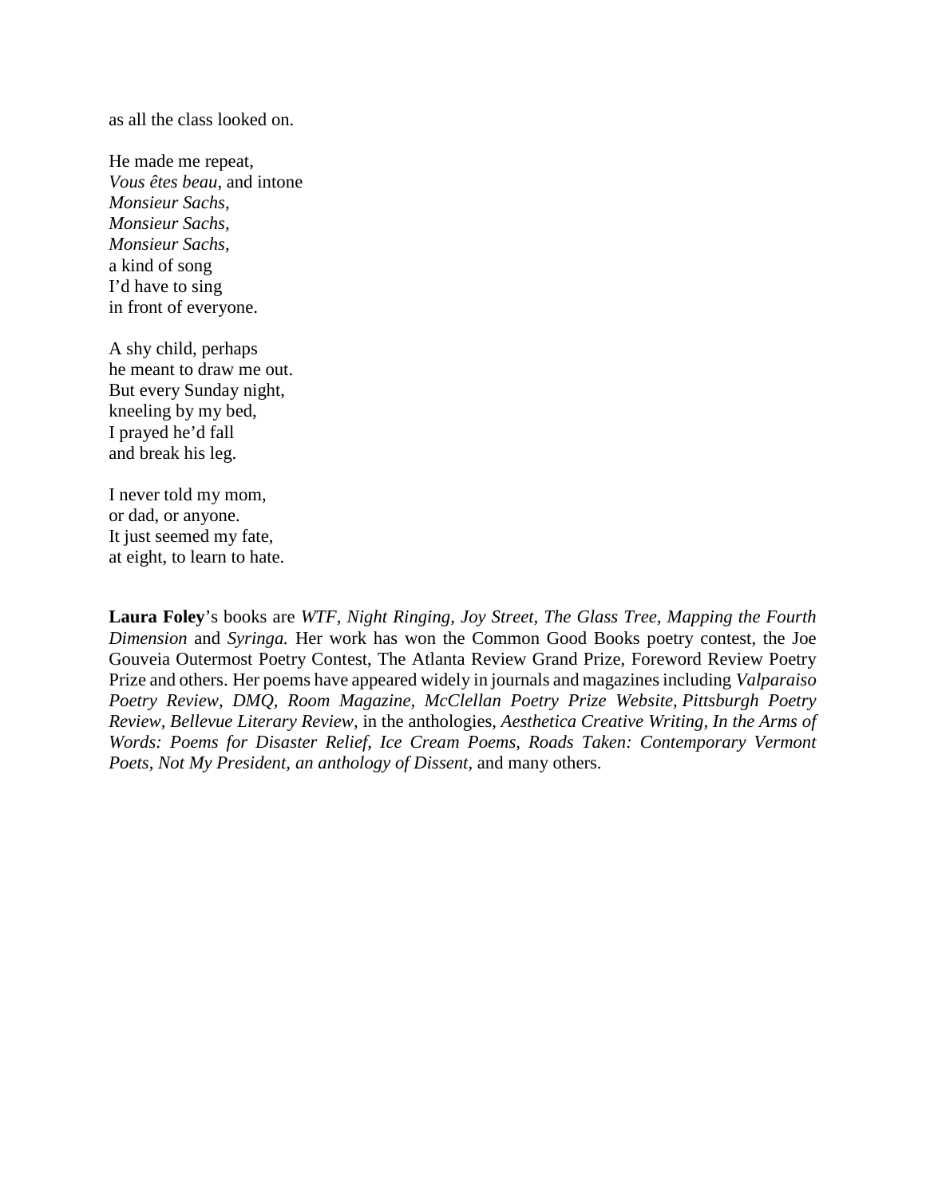as all the class looked on.

He made me repeat,  
*Vous êtes beau*, and intone  
*Monsieur Sachs,*  
*Monsieur Sachs,*  
*Monsieur Sachs,*  
a kind of song  
I'd have to sing  
in front of everyone.

A shy child, perhaps  
he meant to draw me out.  
But every Sunday night,  
kneeling by my bed,  
I prayed he'd fall  
and break his leg.

I never told my mom,  
or dad, or anyone.  
It just seemed my fate,  
at eight, to learn to hate.

**Laura Foley**'s books are *WTF, Night Ringing, Joy Street, The Glass Tree, Mapping the Fourth Dimension* and *Syringa.* Her work has won the Common Good Books poetry contest, the Joe Gouveia Outermost Poetry Contest, The Atlanta Review Grand Prize, Foreword Review Poetry Prize and others. Her poems have appeared widely in journals and magazines including *Valparaiso Poetry Review, DMQ, Room Magazine, McClellan Poetry Prize Website, Pittsburgh Poetry Review, Bellevue Literary Review,* in the anthologies, *Aesthetica Creative Writing, In the Arms of Words: Poems for Disaster Relief, Ice Cream Poems, Roads Taken: Contemporary Vermont Poets*, *Not My President, an anthology of Dissent,* and many others.